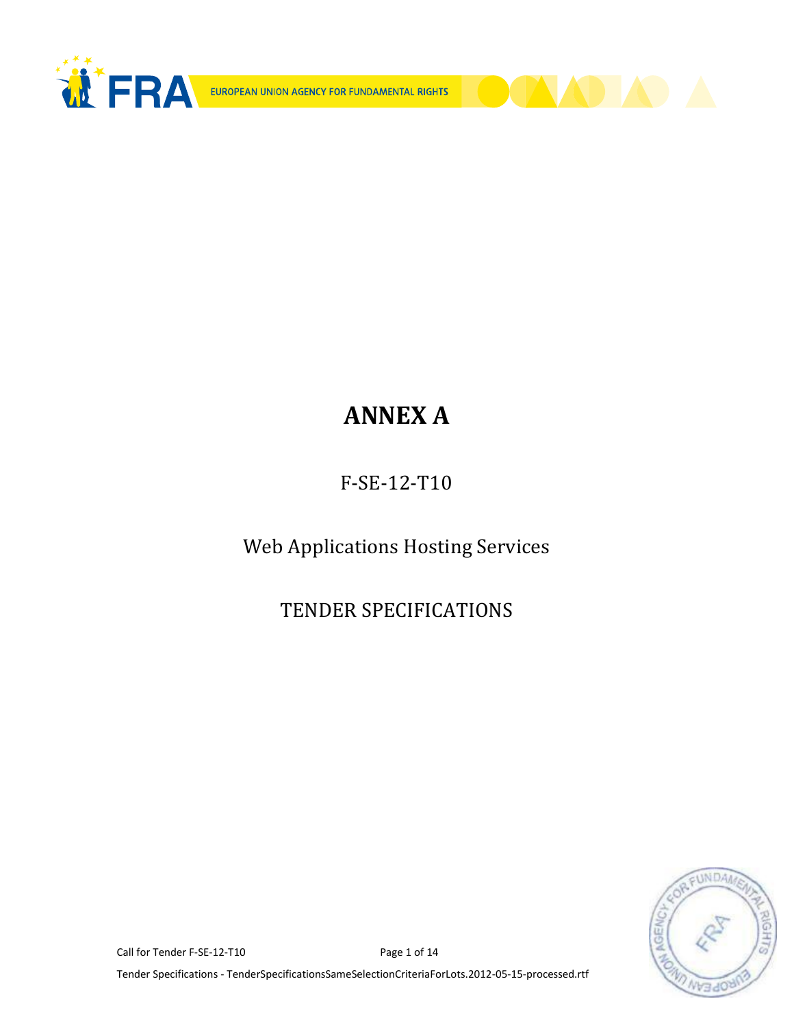# ANNEX A

F-SE-12-T10

Web Applications Hosting Services

TENDER SPECIFICATIONS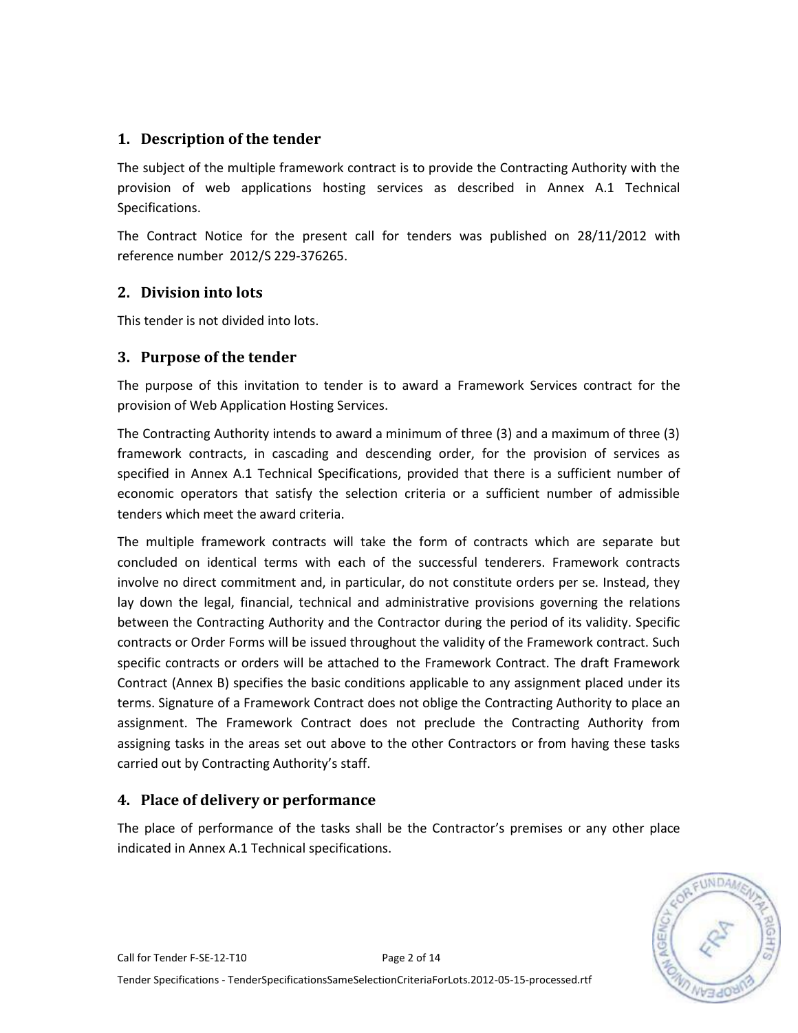## 1. Description of the tender

The subject of the multiple framework contract is to provide the Contracting Authority with the provision of web applications hosting services as described in Annex A.1 Technical Specifications.

The Contract Notice for the present call for tenders was published on 28/11/2012 with reference number 2012/S 229-376265.

## 2. Division into lots

This tender is not divided into lots.

## 3. Purpose of the tender

The purpose of this invitation to tender is to award a Framework Services contract for the provision of Web Application Hosting Services.

The Contracting Authority intends to award a minimum of three (3) and a maximum of three (3) framework contracts, in cascading and descending order, for the provision of services as specified in Annex A.1 Technical Specifications, provided that there is a sufficient number of economic operators that satisfy the selection criteria or a sufficient number of admissible tenders which meet the award criteria.

The multiple framework contracts will take the form of contracts which are separate but concluded on identical terms with each of the successful tenderers. Framework contracts involve no direct commitment and, in particular, do not constitute orders per se. Instead, they lay down the legal, financial, technical and administrative provisions governing the relations between the Contracting Authority and the Contractor during the period of its validity. Specific contracts or Order Forms will be issued throughout the validity of the Framework contract. Such specific contracts or orders will be attached to the Framework Contract. The draft Framework Contract (Annex B) specifies the basic conditions applicable to any assignment placed under its terms. Signature of a Framework Contract does not oblige the Contracting Authority to place an assignment. The Framework Contract does not preclude the Contracting Authority from assigning tasks in the areas set out above to the other Contractors or from having these tasks carried out by Contracting Authority's staff.

## 4. Place of delivery or performance

The place of performance of the tasks shall be the Contractor's premises or any other place indicated in Annex A.1 Technical specifications.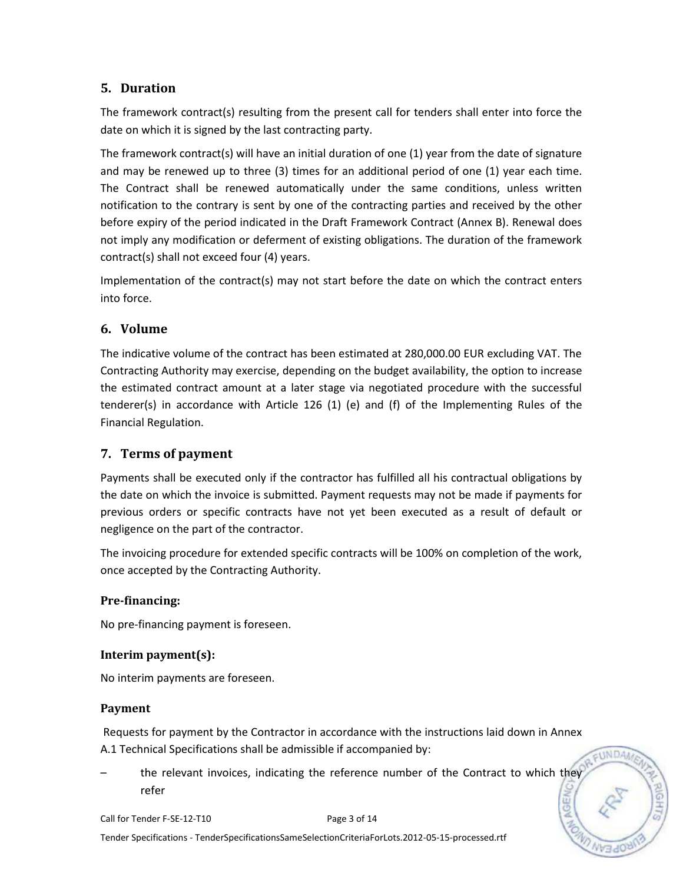## 5. Duration

The framework contract(s) resulting from the present call for tenders shall enter into force the date on which it is signed by the last contracting party.

The framework contract(s) will have an initial duration of one (1) year from the date of signature and may be renewed up to three (3) times for an additional period of one (1) year each time. The Contract shall be renewed automatically under the same conditions, unless written notification to the contrary is sent by one of the contracting parties and received by the other before expiry of the period indicated in the Draft Framework Contract (Annex B). Renewal does not imply any modification or deferment of existing obligations. The duration of the framework contract(s) shall not exceed four (4) years.

Implementation of the contract(s) may not start before the date on which the contract enters into force.

## 6. Volume

The indicative volume of the contract has been estimated at 280,000.00 EUR excluding VAT. The Contracting Authority may exercise, depending on the budget availability, the option to increase the estimated contract amount at a later stage via negotiated procedure with the successful tenderer(s) in accordance with Article 126 (1) (e) and (f) of the Implementing Rules of the Financial Regulation.

## 7. Terms of payment

Payments shall be executed only if the contractor has fulfilled all his contractual obligations by the date on which the invoice is submitted. Payment requests may not be made if payments for previous orders or specific contracts have not yet been executed as a result of default or negligence on the part of the contractor.

The invoicing procedure for extended specific contracts will be 100% on completion of the work, once accepted by the Contracting Authority.

### Pre-financing:

No pre-financing payment is foreseen.

### Interim payment(s):

No interim payments are foreseen.

### Payment

Requests for payment by the Contractor in accordance with the instructions laid down in Annex A.1 Technical Specifications shall be admissible if accompanied by:

– the relevant invoices, indicating the reference number of the Contract to which they refer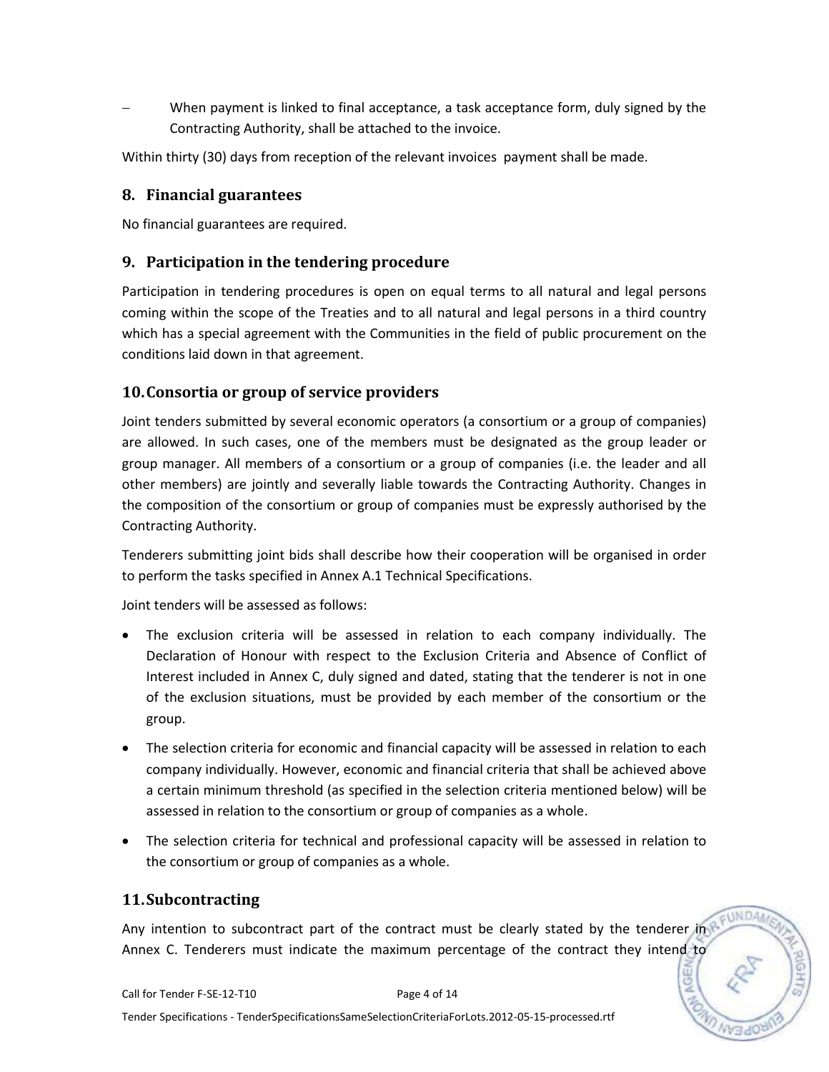- When payment is linked to final acceptance, a task acceptance form, duly signed by the Contracting Authority, shall be attached to the invoice.

Within thirty (30) days from reception of the relevant invoices payment shall be made.

## 8. Financial guarantees

No financial guarantees are required.

## 9. Participation in the tendering procedure

Participation in tendering procedures is open on equal terms to all natural and legal persons coming within the scope of the Treaties and to all natural and legal persons in a third country which has a special agreement with the Communities in the field of public procurement on the conditions laid down in that agreement.

## 10. Consortia or group of service providers

Joint tenders submitted by several economic operators (a consortium or a group of companies) are allowed. In such cases, one of the members must be designated as the group leader or group manager. All members of a consortium or a group of companies (i.e. the leader and all other members) are jointly and severally liable towards the Contracting Authority. Changes in the composition of the consortium or group of companies must be expressly authorised by the Contracting Authority.

Tenderers submitting joint bids shall describe how their cooperation will be organised in order to perform the tasks specified in Annex A.1 Technical Specifications.

Joint tenders will be assessed as follows:

- The exclusion criteria will be assessed in relation to each company individually. The Declaration of Honour with respect to the Exclusion Criteria and Absence of Conflict of Interest included in Annex C, duly signed and dated, stating that the tenderer is not in one of the exclusion situations, must be provided by each member of the consortium or the group.
- The selection criteria for economic and financial capacity will be assessed in relation to each company individually. However, economic and financial criteria that shall be achieved above a certain minimum threshold (as specified in the selection criteria mentioned below) will be assessed in relation to the consortium or group of companies as a whole.
- The selection criteria for technical and professional capacity will be assessed in relation to the consortium or group of companies as a whole.

## 11. Subcontracting

Any intention to subcontract part of the contract must be clearly stated by the tenderer in Annex C. Tenderers must indicate the maximum percentage of the contract they intend to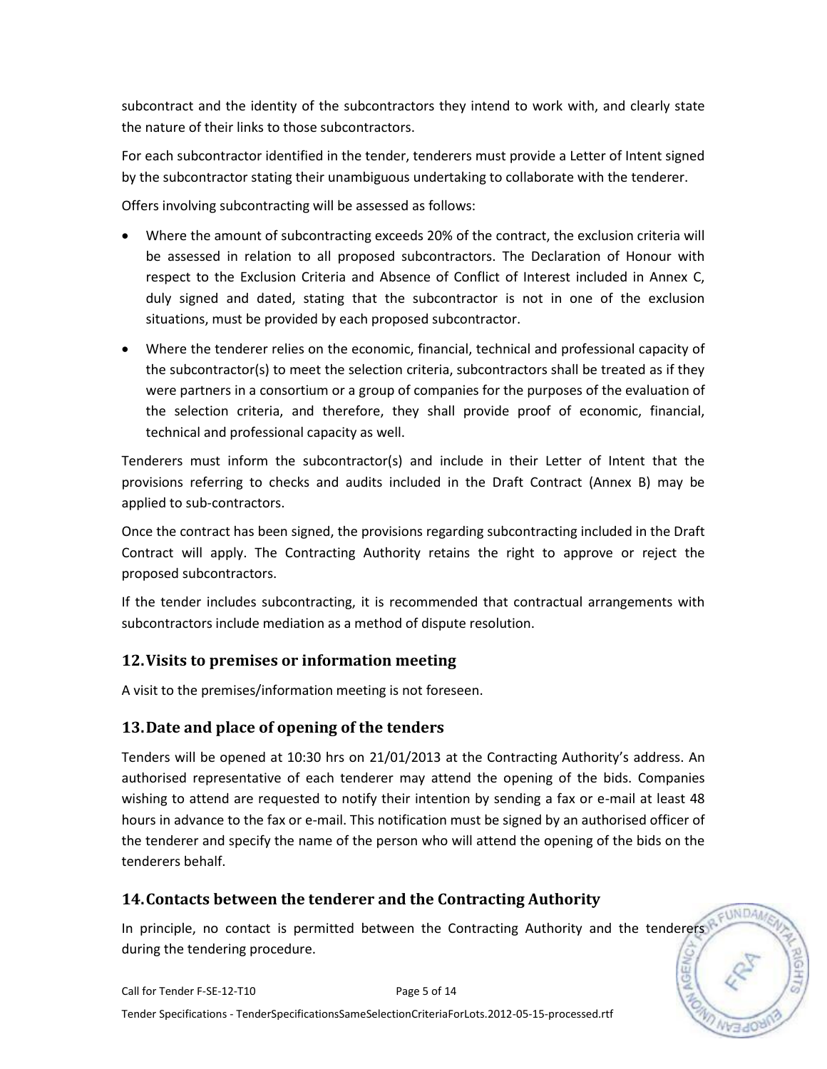subcontract and the identity of the subcontractors they intend to work with, and clearly state the nature of their links to those subcontractors.

For each subcontractor identified in the tender, tenderers must provide a Letter of Intent signed by the subcontractor stating their unambiguous undertaking to collaborate with the tenderer.

Offers involving subcontracting will be assessed as follows:

- Where the amount of subcontracting exceeds 20% of the contract, the exclusion criteria will be assessed in relation to all proposed subcontractors. The Declaration of Honour with respect to the Exclusion Criteria and Absence of Conflict of Interest included in Annex C, duly signed and dated, stating that the subcontractor is not in one of the exclusion situations, must be provided by each proposed subcontractor.
- Where the tenderer relies on the economic, financial, technical and professional capacity of the subcontractor(s) to meet the selection criteria, subcontractors shall be treated as if they were partners in a consortium or a group of companies for the purposes of the evaluation of the selection criteria, and therefore, they shall provide proof of economic, financial, technical and professional capacity as well.

Tenderers must inform the subcontractor(s) and include in their Letter of Intent that the provisions referring to checks and audits included in the Draft Contract (Annex B) may be applied to sub-contractors.

Once the contract has been signed, the provisions regarding subcontracting included in the Draft Contract will apply. The Contracting Authority retains the right to approve or reject the proposed subcontractors.

If the tender includes subcontracting, it is recommended that contractual arrangements with subcontractors include mediation as a method of dispute resolution.

## 12. Visits to premises or information meeting

A visit to the premises/information meeting is not foreseen.

## 13. Date and place of opening of the tenders

Tenders will be opened at 10:30 hrs on 21/01/2013 at the Contracting Authority's address. An authorised representative of each tenderer may attend the opening of the bids. Companies wishing to attend are requested to notify their intention by sending a fax or e-mail at least 48 hours in advance to the fax or e-mail. This notification must be signed by an authorised officer of the tenderer and specify the name of the person who will attend the opening of the bids on the tenderers behalf.

## 14. Contacts between the tenderer and the Contracting Authority

In principle, no contact is permitted between the Contracting Authority and the tenderers during the tendering procedure.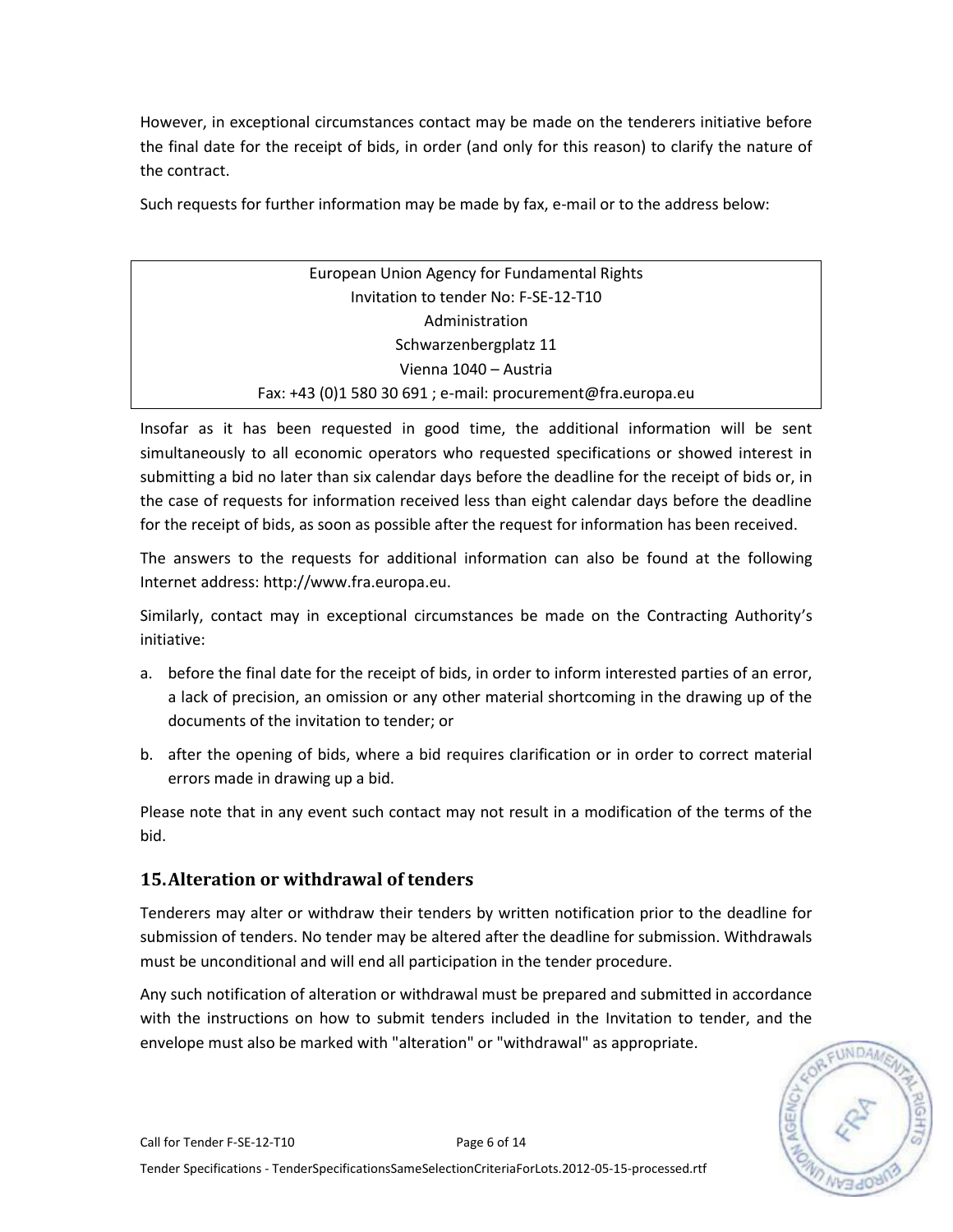However, in exceptional circumstances contact may be made on the tenderers initiative before the final date for the receipt of bids, in order (and only for this reason) to clarify the nature of the contract.

Such requests for further information may be made by fax, e-mail or to the address below:

| European Union Agency for Fundamental Rights<br>Invitation to tender No: F-SE-12-T10<br>Administration<br>Schwarzenbergplatz 11<br>Vienna 1040 – Austria<br>Fax: +43 (0)1 580 30 691 ; e-mail: procurement@fra.europa.eu |
|---|

Insofar as it has been requested in good time, the additional information will be sent simultaneously to all economic operators who requested specifications or showed interest in submitting a bid no later than six calendar days before the deadline for the receipt of bids or, in the case of requests for information received less than eight calendar days before the deadline for the receipt of bids, as soon as possible after the request for information has been received.

The answers to the requests for additional information can also be found at the following Internet address: http://www.fra.europa.eu.

Similarly, contact may in exceptional circumstances be made on the Contracting Authority's initiative:

a. before the final date for the receipt of bids, in order to inform interested parties of an error, a lack of precision, an omission or any other material shortcoming in the drawing up of the documents of the invitation to tender; or
b. after the opening of bids, where a bid requires clarification or in order to correct material errors made in drawing up a bid.

Please note that in any event such contact may not result in a modification of the terms of the bid.

## 15. Alteration or withdrawal of tenders

Tenderers may alter or withdraw their tenders by written notification prior to the deadline for submission of tenders. No tender may be altered after the deadline for submission. Withdrawals must be unconditional and will end all participation in the tender procedure.

Any such notification of alteration or withdrawal must be prepared and submitted in accordance with the instructions on how to submit tenders included in the Invitation to tender, and the envelope must also be marked with "alteration" or "withdrawal" as appropriate.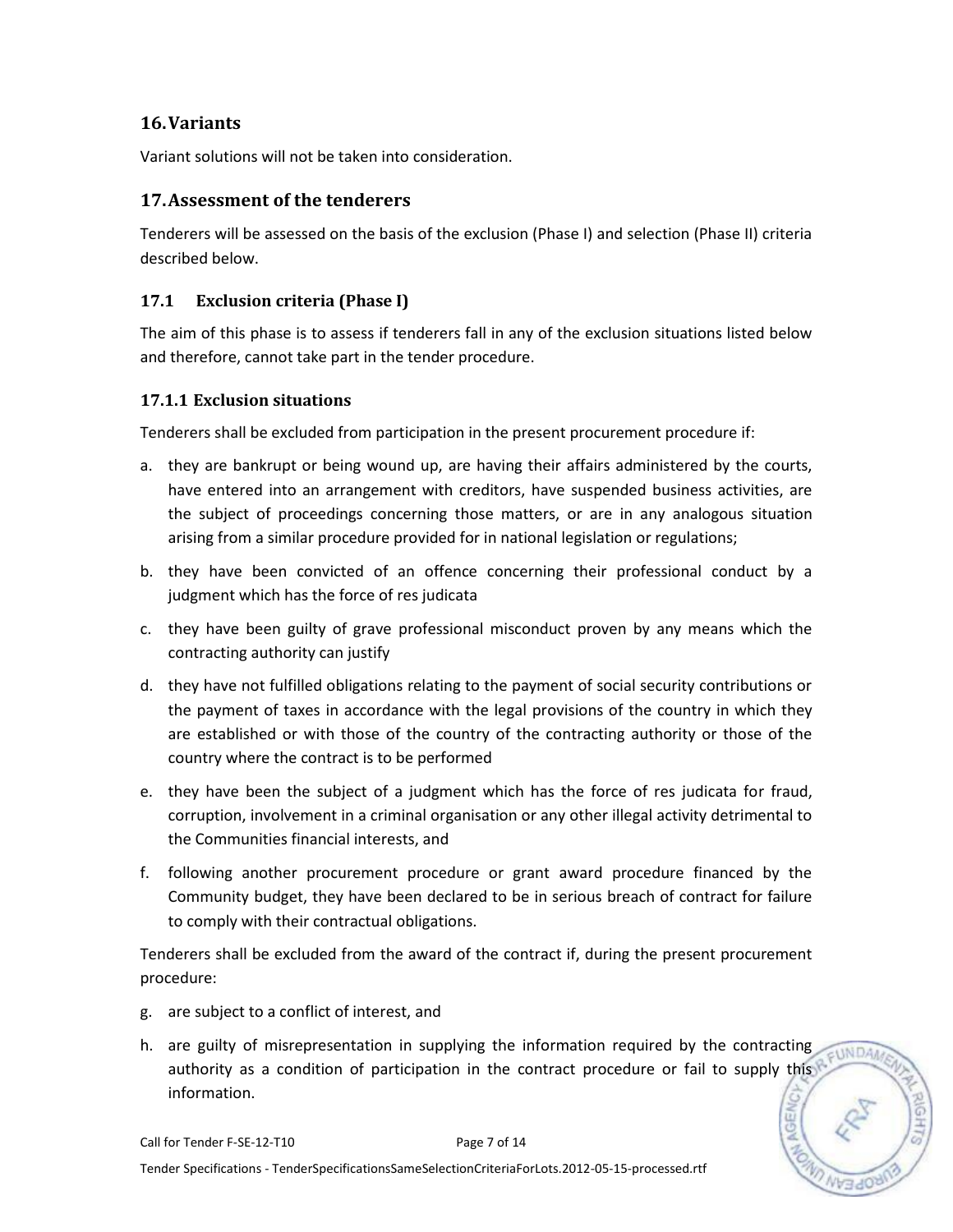## 16. Variants

Variant solutions will not be taken into consideration.

## 17. Assessment of the tenderers

Tenderers will be assessed on the basis of the exclusion (Phase I) and selection (Phase II) criteria described below.

### 17.1 Exclusion criteria (Phase I)

The aim of this phase is to assess if tenderers fall in any of the exclusion situations listed below and therefore, cannot take part in the tender procedure.

#### 17.1.1 Exclusion situations

Tenderers shall be excluded from participation in the present procurement procedure if:

a. they are bankrupt or being wound up, are having their affairs administered by the courts, have entered into an arrangement with creditors, have suspended business activities, are the subject of proceedings concerning those matters, or are in any analogous situation arising from a similar procedure provided for in national legislation or regulations;

b. they have been convicted of an offence concerning their professional conduct by a judgment which has the force of res judicata

c. they have been guilty of grave professional misconduct proven by any means which the contracting authority can justify

d. they have not fulfilled obligations relating to the payment of social security contributions or the payment of taxes in accordance with the legal provisions of the country in which they are established or with those of the country of the contracting authority or those of the country where the contract is to be performed

e. they have been the subject of a judgment which has the force of res judicata for fraud, corruption, involvement in a criminal organisation or any other illegal activity detrimental to the Communities financial interests, and

f. following another procurement procedure or grant award procedure financed by the Community budget, they have been declared to be in serious breach of contract for failure to comply with their contractual obligations.

Tenderers shall be excluded from the award of the contract if, during the present procurement procedure:

g. are subject to a conflict of interest, and

h. are guilty of misrepresentation in supplying the information required by the contracting authority as a condition of participation in the contract procedure or fail to supply this information.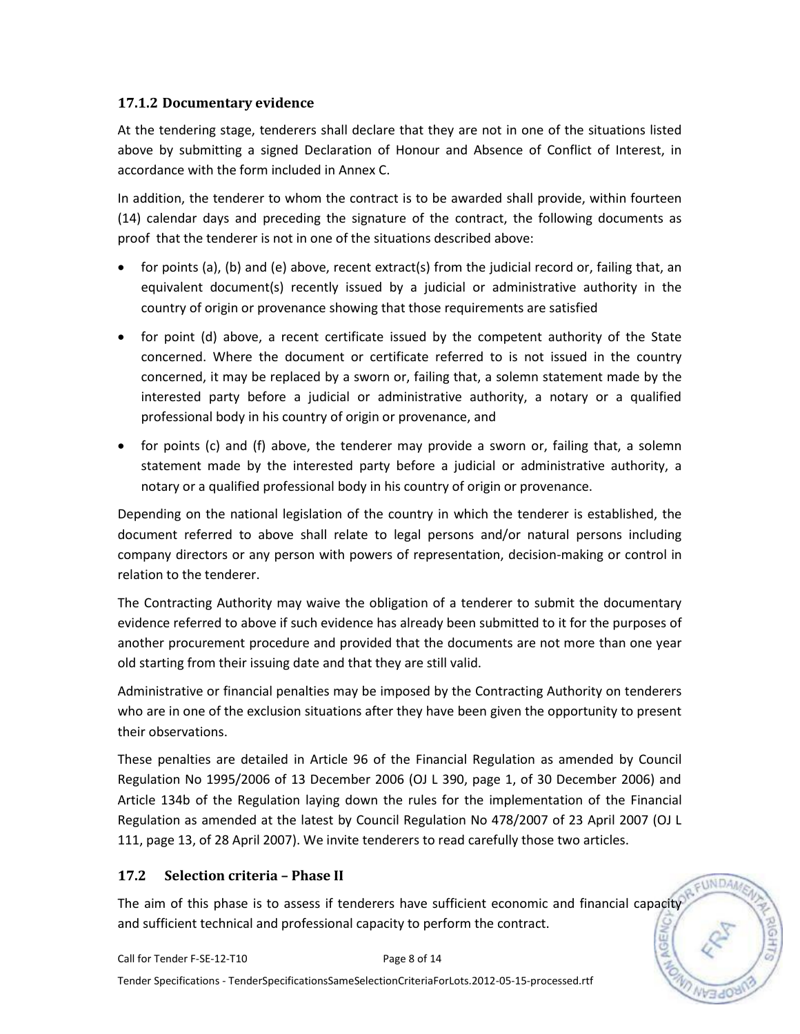### 17.1.2 Documentary evidence

At the tendering stage, tenderers shall declare that they are not in one of the situations listed above by submitting a signed Declaration of Honour and Absence of Conflict of Interest, in accordance with the form included in Annex C.

In addition, the tenderer to whom the contract is to be awarded shall provide, within fourteen (14) calendar days and preceding the signature of the contract, the following documents as proof that the tenderer is not in one of the situations described above:

- for points (a), (b) and (e) above, recent extract(s) from the judicial record or, failing that, an equivalent document(s) recently issued by a judicial or administrative authority in the country of origin or provenance showing that those requirements are satisfied
- for point (d) above, a recent certificate issued by the competent authority of the State concerned. Where the document or certificate referred to is not issued in the country concerned, it may be replaced by a sworn or, failing that, a solemn statement made by the interested party before a judicial or administrative authority, a notary or a qualified professional body in his country of origin or provenance, and
- for points (c) and (f) above, the tenderer may provide a sworn or, failing that, a solemn statement made by the interested party before a judicial or administrative authority, a notary or a qualified professional body in his country of origin or provenance.

Depending on the national legislation of the country in which the tenderer is established, the document referred to above shall relate to legal persons and/or natural persons including company directors or any person with powers of representation, decision-making or control in relation to the tenderer.

The Contracting Authority may waive the obligation of a tenderer to submit the documentary evidence referred to above if such evidence has already been submitted to it for the purposes of another procurement procedure and provided that the documents are not more than one year old starting from their issuing date and that they are still valid.

Administrative or financial penalties may be imposed by the Contracting Authority on tenderers who are in one of the exclusion situations after they have been given the opportunity to present their observations.

These penalties are detailed in Article 96 of the Financial Regulation as amended by Council Regulation No 1995/2006 of 13 December 2006 (OJ L 390, page 1, of 30 December 2006) and Article 134b of the Regulation laying down the rules for the implementation of the Financial Regulation as amended at the latest by Council Regulation No 478/2007 of 23 April 2007 (OJ L 111, page 13, of 28 April 2007). We invite tenderers to read carefully those two articles.

## 17.2 Selection criteria – Phase II

The aim of this phase is to assess if tenderers have sufficient economic and financial capacity and sufficient technical and professional capacity to perform the contract.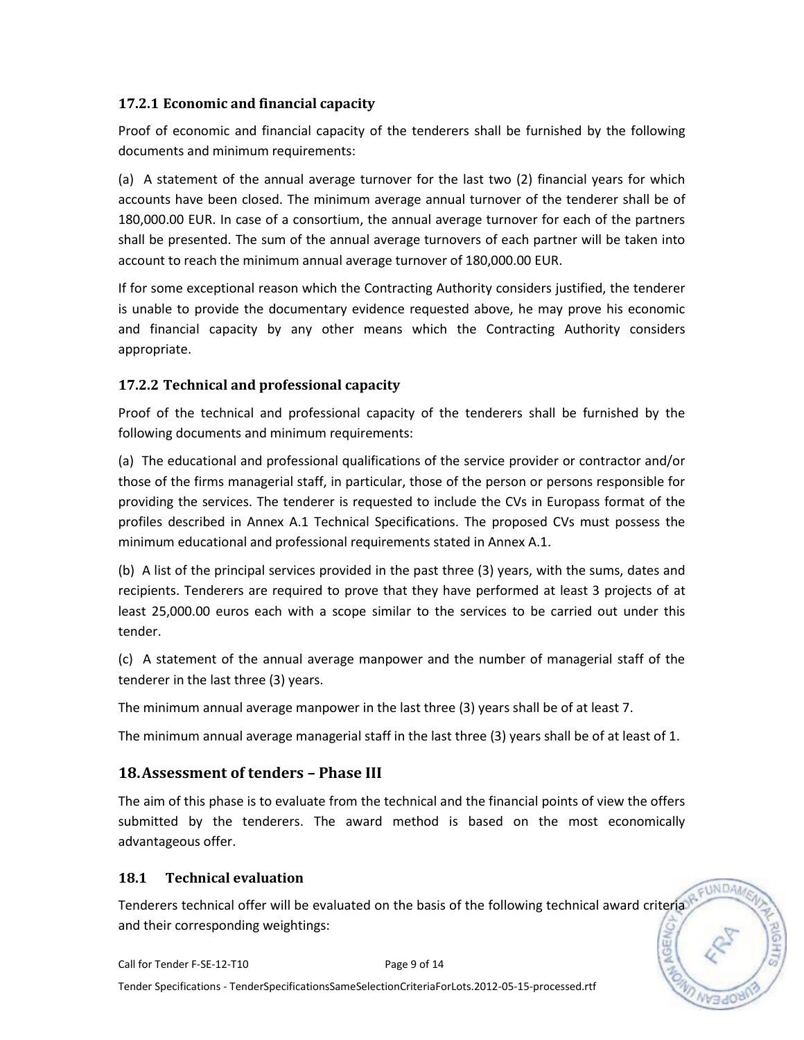#### 17.2.1 Economic and financial capacity

Proof of economic and financial capacity of the tenderers shall be furnished by the following documents and minimum requirements:

(a) A statement of the annual average turnover for the last two (2) financial years for which accounts have been closed. The minimum average annual turnover of the tenderer shall be of 180,000.00 EUR. In case of a consortium, the annual average turnover for each of the partners shall be presented. The sum of the annual average turnovers of each partner will be taken into account to reach the minimum annual average turnover of 180,000.00 EUR.

If for some exceptional reason which the Contracting Authority considers justified, the tenderer is unable to provide the documentary evidence requested above, he may prove his economic and financial capacity by any other means which the Contracting Authority considers appropriate.

#### 17.2.2 Technical and professional capacity

Proof of the technical and professional capacity of the tenderers shall be furnished by the following documents and minimum requirements:

(a) The educational and professional qualifications of the service provider or contractor and/or those of the firms managerial staff, in particular, those of the person or persons responsible for providing the services. The tenderer is requested to include the CVs in Europass format of the profiles described in Annex A.1 Technical Specifications. The proposed CVs must possess the minimum educational and professional requirements stated in Annex A.1.

(b) A list of the principal services provided in the past three (3) years, with the sums, dates and recipients. Tenderers are required to prove that they have performed at least 3 projects of at least 25,000.00 euros each with a scope similar to the services to be carried out under this tender.

(c) A statement of the annual average manpower and the number of managerial staff of the tenderer in the last three (3) years.

The minimum annual average manpower in the last three (3) years shall be of at least 7.

The minimum annual average managerial staff in the last three (3) years shall be of at least of 1.

## 18. Assessment of tenders – Phase III

The aim of this phase is to evaluate from the technical and the financial points of view the offers submitted by the tenderers. The award method is based on the most economically advantageous offer.

### 18.1 Technical evaluation

Tenderers technical offer will be evaluated on the basis of the following technical award criteria and their corresponding weightings: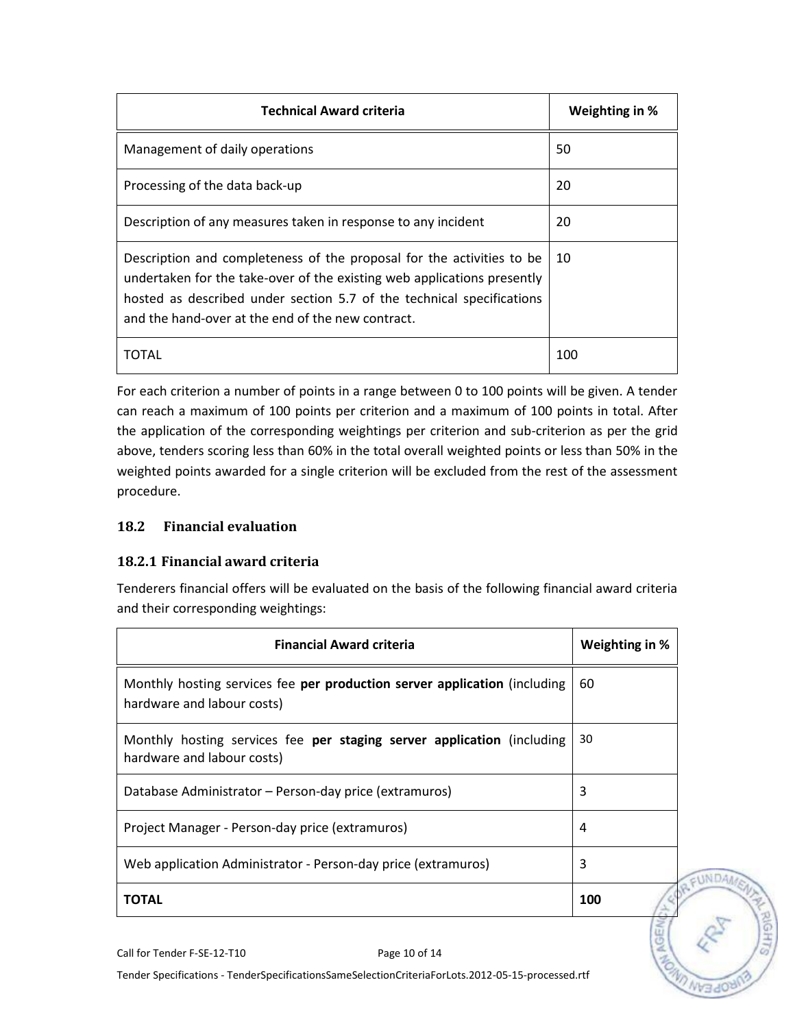| Technical Award criteria | Weighting in % |
|---|---|
| Management of daily operations | 50 |
| Processing of the data back-up | 20 |
| Description of any measures taken in response to any incident | 20 |
| Description and completeness of the proposal for the activities to be undertaken for the take-over of the existing web applications presently hosted as described under section 5.7 of the technical specifications and the hand-over at the end of the new contract. | 10 |
| TOTAL | 100 |

For each criterion a number of points in a range between 0 to 100 points will be given. A tender can reach a maximum of 100 points per criterion and a maximum of 100 points in total. After the application of the corresponding weightings per criterion and sub-criterion as per the grid above, tenders scoring less than 60% in the total overall weighted points or less than 50% in the weighted points awarded for a single criterion will be excluded from the rest of the assessment procedure.

## 18.2 Financial evaluation

### 18.2.1 Financial award criteria

Tenderers financial offers will be evaluated on the basis of the following financial award criteria and their corresponding weightings:

| Financial Award criteria | Weighting in % |
|---|---|
| Monthly hosting services fee **per production server application** (including hardware and labour costs) | 60 |
| Monthly hosting services fee **per staging server application** (including hardware and labour costs) | 30 |
| Database Administrator – Person-day price (extramuros) | 3 |
| Project Manager - Person-day price (extramuros) | 4 |
| Web application Administrator - Person-day price (extramuros) | 3 |
| **TOTAL** | **100** |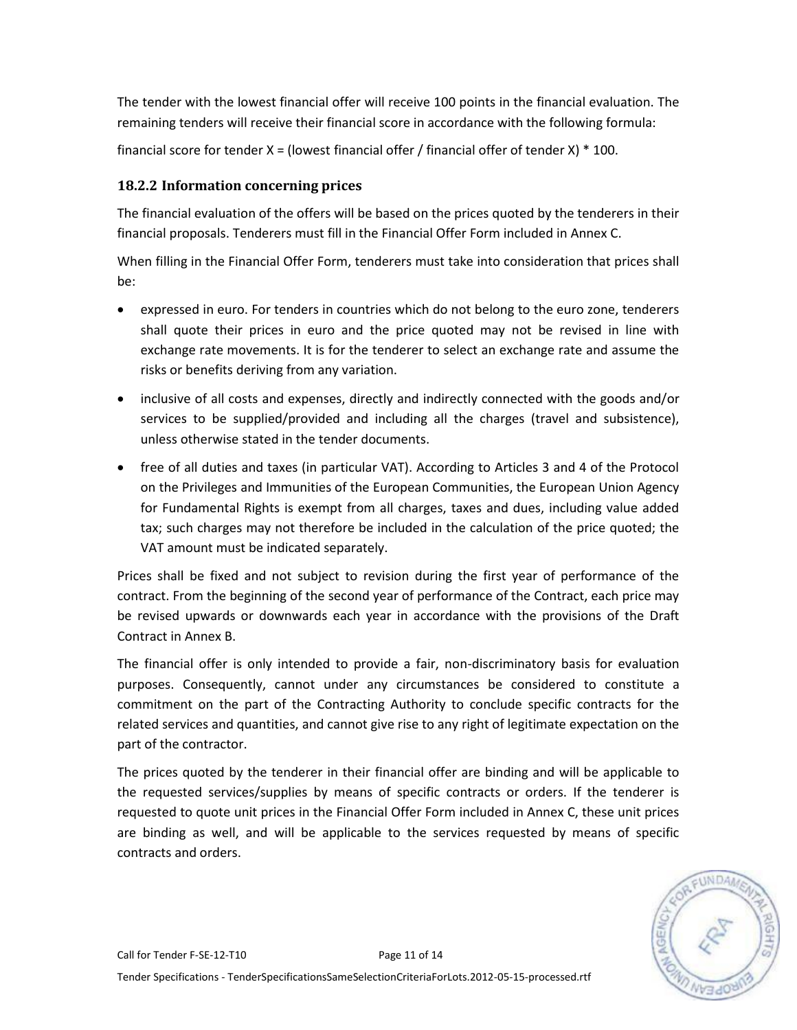The tender with the lowest financial offer will receive 100 points in the financial evaluation. The remaining tenders will receive their financial score in accordance with the following formula:

financial score for tender X = (lowest financial offer / financial offer of tender X) * 100.

### 18.2.2 Information concerning prices

The financial evaluation of the offers will be based on the prices quoted by the tenderers in their financial proposals. Tenderers must fill in the Financial Offer Form included in Annex C.

When filling in the Financial Offer Form, tenderers must take into consideration that prices shall be:

- expressed in euro. For tenders in countries which do not belong to the euro zone, tenderers shall quote their prices in euro and the price quoted may not be revised in line with exchange rate movements. It is for the tenderer to select an exchange rate and assume the risks or benefits deriving from any variation.
- inclusive of all costs and expenses, directly and indirectly connected with the goods and/or services to be supplied/provided and including all the charges (travel and subsistence), unless otherwise stated in the tender documents.
- free of all duties and taxes (in particular VAT). According to Articles 3 and 4 of the Protocol on the Privileges and Immunities of the European Communities, the European Union Agency for Fundamental Rights is exempt from all charges, taxes and dues, including value added tax; such charges may not therefore be included in the calculation of the price quoted; the VAT amount must be indicated separately.

Prices shall be fixed and not subject to revision during the first year of performance of the contract. From the beginning of the second year of performance of the Contract, each price may be revised upwards or downwards each year in accordance with the provisions of the Draft Contract in Annex B.

The financial offer is only intended to provide a fair, non-discriminatory basis for evaluation purposes. Consequently, cannot under any circumstances be considered to constitute a commitment on the part of the Contracting Authority to conclude specific contracts for the related services and quantities, and cannot give rise to any right of legitimate expectation on the part of the contractor.

The prices quoted by the tenderer in their financial offer are binding and will be applicable to the requested services/supplies by means of specific contracts or orders. If the tenderer is requested to quote unit prices in the Financial Offer Form included in Annex C, these unit prices are binding as well, and will be applicable to the services requested by means of specific contracts and orders.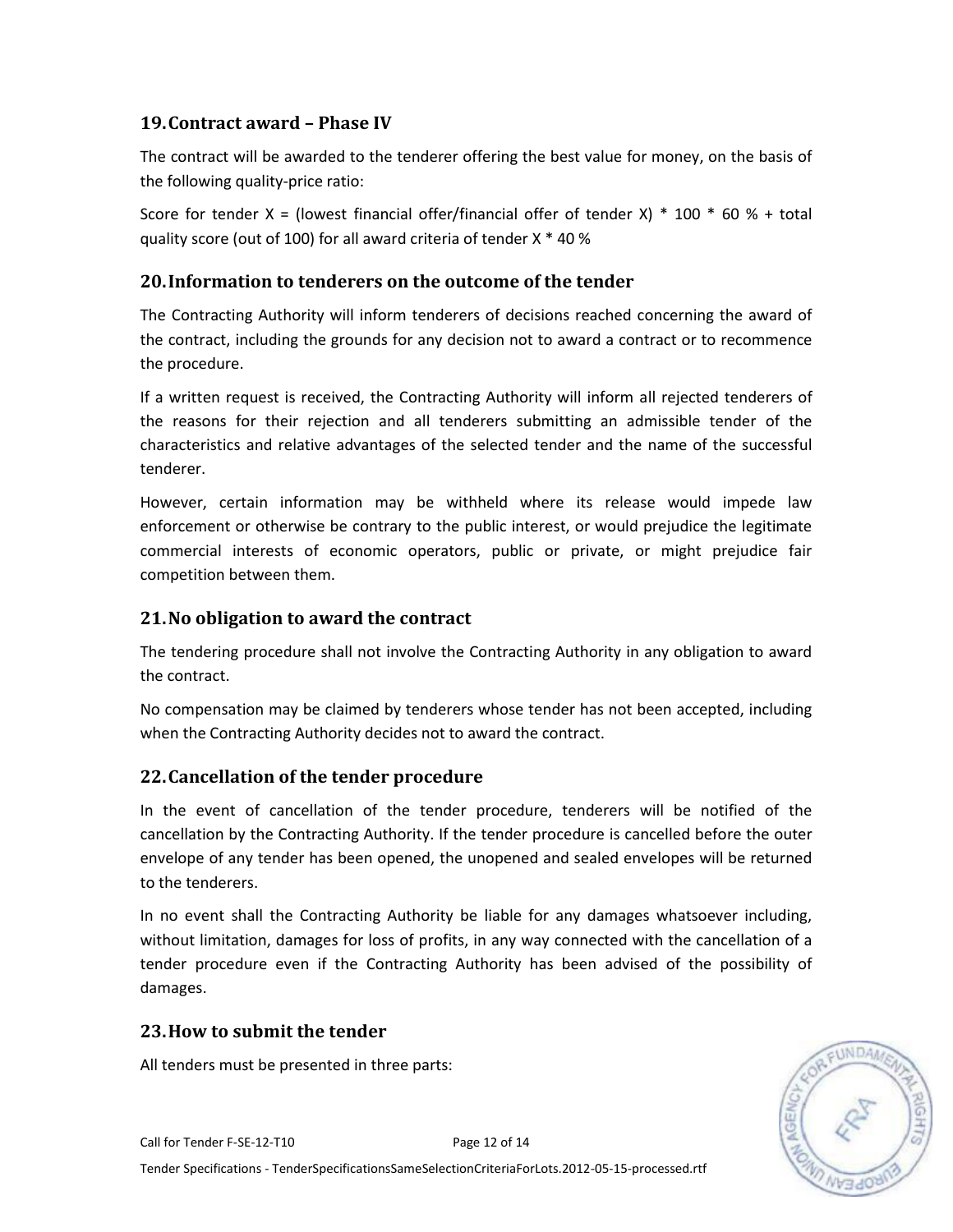## 19. Contract award – Phase IV

The contract will be awarded to the tenderer offering the best value for money, on the basis of the following quality-price ratio:

Score for tender X = (lowest financial offer/financial offer of tender X) * 100 * 60 % + total quality score (out of 100) for all award criteria of tender X * 40 %

## 20. Information to tenderers on the outcome of the tender

The Contracting Authority will inform tenderers of decisions reached concerning the award of the contract, including the grounds for any decision not to award a contract or to recommence the procedure.

If a written request is received, the Contracting Authority will inform all rejected tenderers of the reasons for their rejection and all tenderers submitting an admissible tender of the characteristics and relative advantages of the selected tender and the name of the successful tenderer.

However, certain information may be withheld where its release would impede law enforcement or otherwise be contrary to the public interest, or would prejudice the legitimate commercial interests of economic operators, public or private, or might prejudice fair competition between them.

## 21. No obligation to award the contract

The tendering procedure shall not involve the Contracting Authority in any obligation to award the contract.

No compensation may be claimed by tenderers whose tender has not been accepted, including when the Contracting Authority decides not to award the contract.

## 22. Cancellation of the tender procedure

In the event of cancellation of the tender procedure, tenderers will be notified of the cancellation by the Contracting Authority. If the tender procedure is cancelled before the outer envelope of any tender has been opened, the unopened and sealed envelopes will be returned to the tenderers.

In no event shall the Contracting Authority be liable for any damages whatsoever including, without limitation, damages for loss of profits, in any way connected with the cancellation of a tender procedure even if the Contracting Authority has been advised of the possibility of damages.

## 23. How to submit the tender

All tenders must be presented in three parts: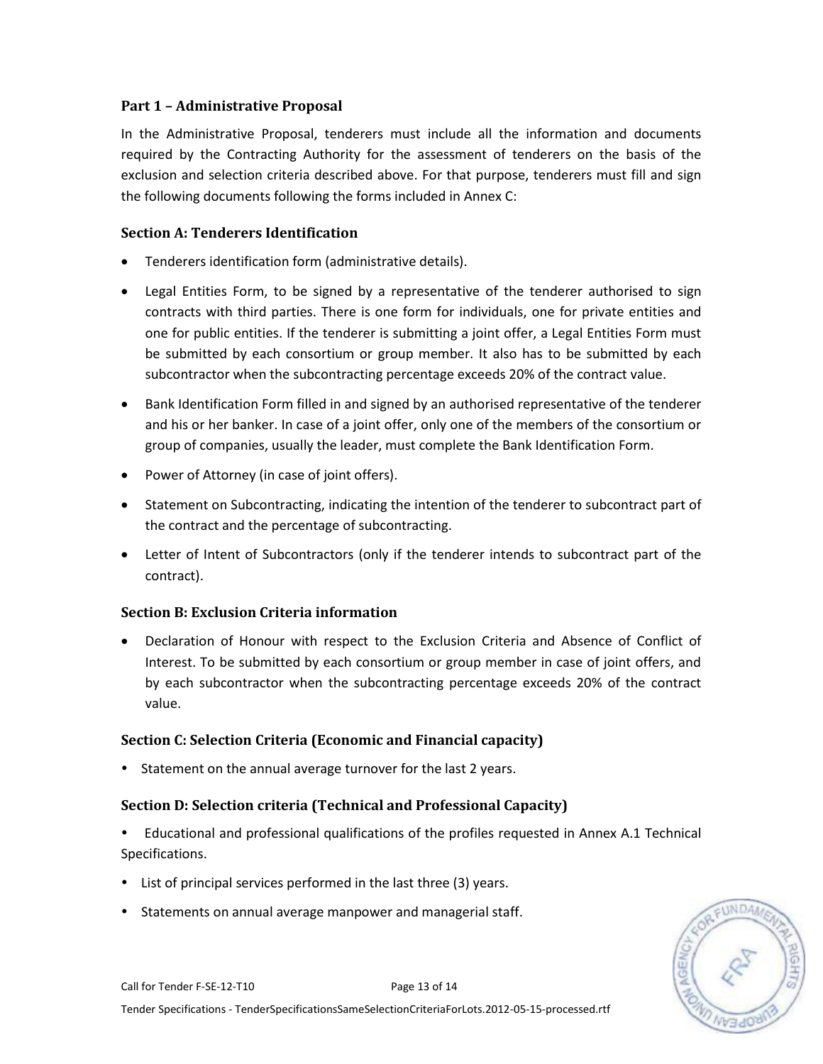## Part 1 – Administrative Proposal

In the Administrative Proposal, tenderers must include all the information and documents required by the Contracting Authority for the assessment of tenderers on the basis of the exclusion and selection criteria described above. For that purpose, tenderers must fill and sign the following documents following the forms included in Annex C:

### Section A: Tenderers Identification

- Tenderers identification form (administrative details).
- Legal Entities Form, to be signed by a representative of the tenderer authorised to sign contracts with third parties. There is one form for individuals, one for private entities and one for public entities. If the tenderer is submitting a joint offer, a Legal Entities Form must be submitted by each consortium or group member. It also has to be submitted by each subcontractor when the subcontracting percentage exceeds 20% of the contract value.
- Bank Identification Form filled in and signed by an authorised representative of the tenderer and his or her banker. In case of a joint offer, only one of the members of the consortium or group of companies, usually the leader, must complete the Bank Identification Form.
- Power of Attorney (in case of joint offers).
- Statement on Subcontracting, indicating the intention of the tenderer to subcontract part of the contract and the percentage of subcontracting.
- Letter of Intent of Subcontractors (only if the tenderer intends to subcontract part of the contract).

### Section B: Exclusion Criteria information

- Declaration of Honour with respect to the Exclusion Criteria and Absence of Conflict of Interest. To be submitted by each consortium or group member in case of joint offers, and by each subcontractor when the subcontracting percentage exceeds 20% of the contract value.

### Section C: Selection Criteria (Economic and Financial capacity)

- Statement on the annual average turnover for the last 2 years.

### Section D: Selection criteria (Technical and Professional Capacity)

- Educational and professional qualifications of the profiles requested in Annex A.1 Technical Specifications.
- List of principal services performed in the last three (3) years.
- Statements on annual average manpower and managerial staff.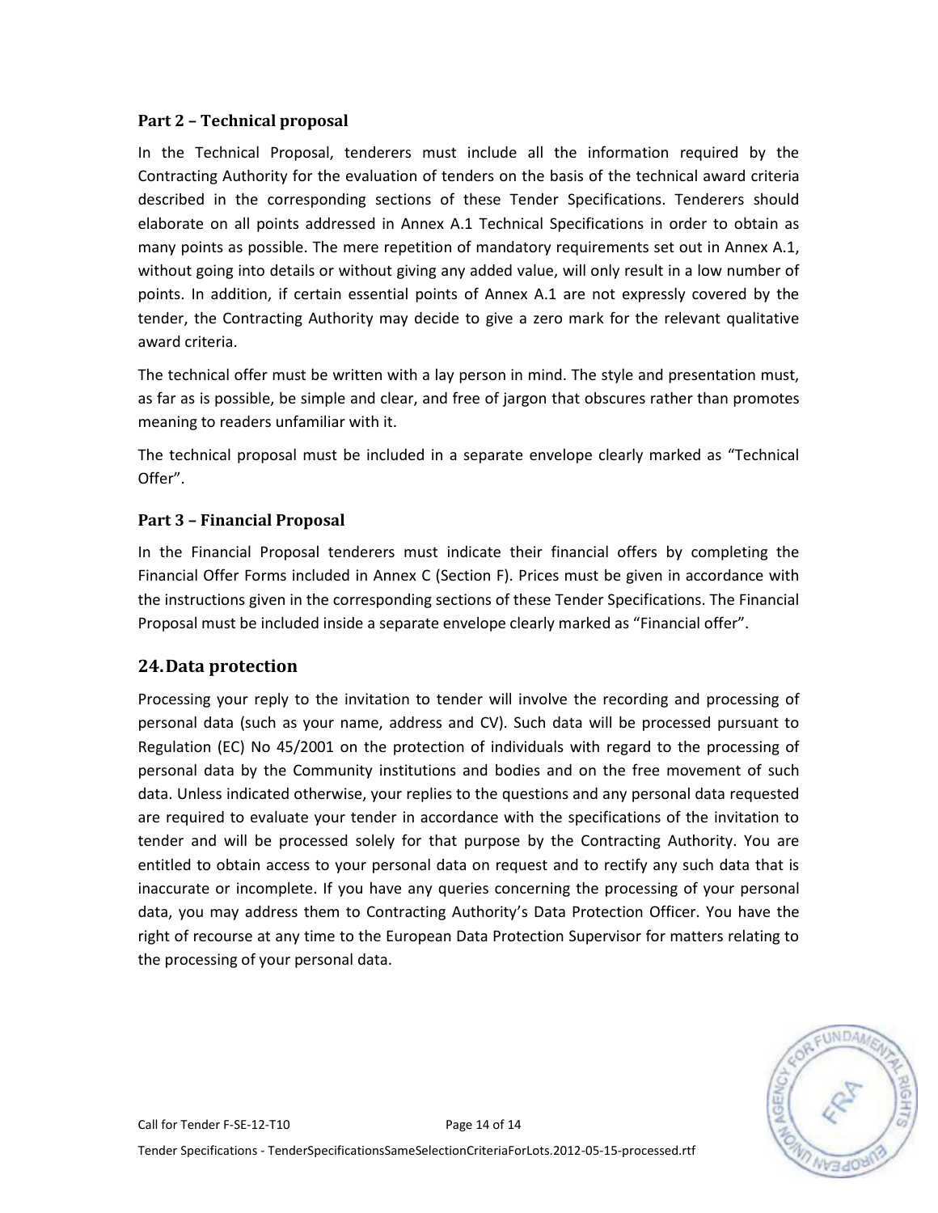### Part 2 – Technical proposal

In the Technical Proposal, tenderers must include all the information required by the Contracting Authority for the evaluation of tenders on the basis of the technical award criteria described in the corresponding sections of these Tender Specifications. Tenderers should elaborate on all points addressed in Annex A.1 Technical Specifications in order to obtain as many points as possible. The mere repetition of mandatory requirements set out in Annex A.1, without going into details or without giving any added value, will only result in a low number of points. In addition, if certain essential points of Annex A.1 are not expressly covered by the tender, the Contracting Authority may decide to give a zero mark for the relevant qualitative award criteria.

The technical offer must be written with a lay person in mind. The style and presentation must, as far as is possible, be simple and clear, and free of jargon that obscures rather than promotes meaning to readers unfamiliar with it.

The technical proposal must be included in a separate envelope clearly marked as "Technical Offer".

### Part 3 – Financial Proposal

In the Financial Proposal tenderers must indicate their financial offers by completing the Financial Offer Forms included in Annex C (Section F). Prices must be given in accordance with the instructions given in the corresponding sections of these Tender Specifications. The Financial Proposal must be included inside a separate envelope clearly marked as "Financial offer".

## 24. Data protection

Processing your reply to the invitation to tender will involve the recording and processing of personal data (such as your name, address and CV). Such data will be processed pursuant to Regulation (EC) No 45/2001 on the protection of individuals with regard to the processing of personal data by the Community institutions and bodies and on the free movement of such data. Unless indicated otherwise, your replies to the questions and any personal data requested are required to evaluate your tender in accordance with the specifications of the invitation to tender and will be processed solely for that purpose by the Contracting Authority. You are entitled to obtain access to your personal data on request and to rectify any such data that is inaccurate or incomplete. If you have any queries concerning the processing of your personal data, you may address them to Contracting Authority's Data Protection Officer. You have the right of recourse at any time to the European Data Protection Supervisor for matters relating to the processing of your personal data.